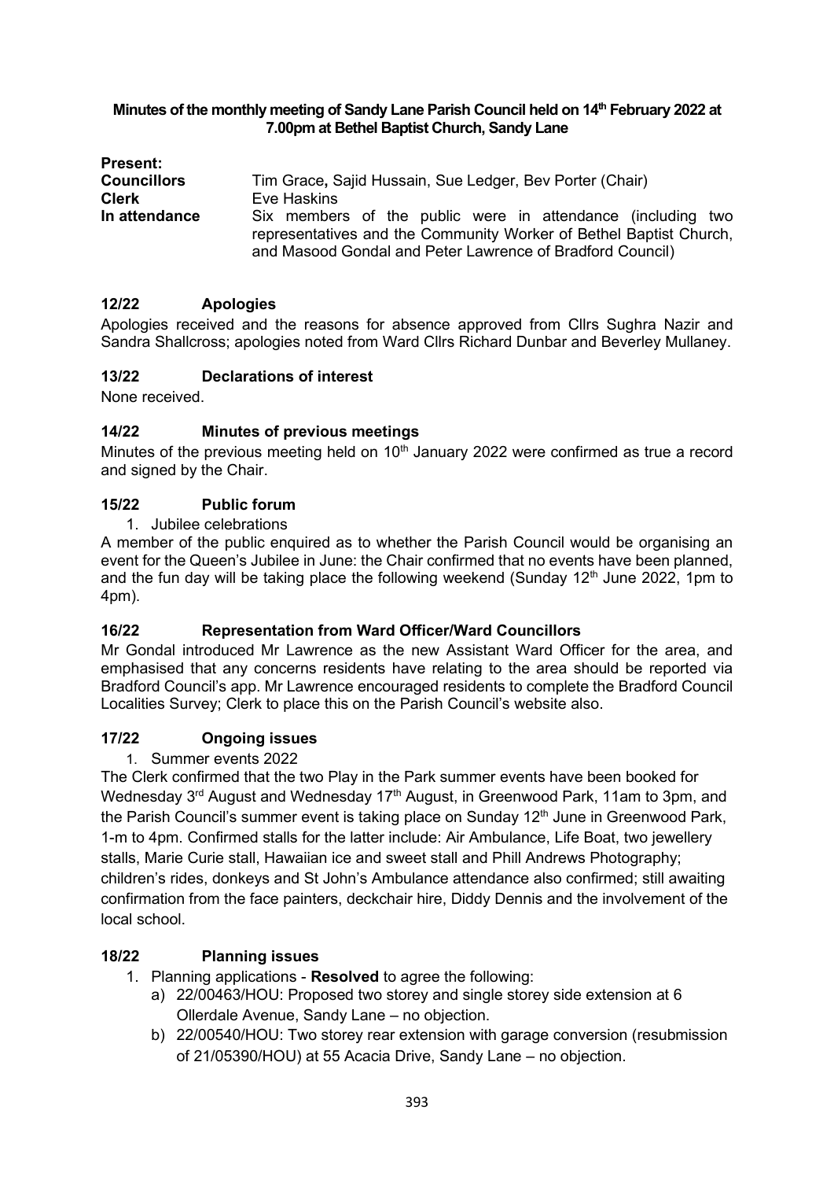**Minutes of the monthly meeting of Sandy Lane Parish Council held on 14th February 2022 at 7.00pm at Bethel Baptist Church, Sandy Lane**

| | |
|---|---|
| **Present:** | |
| **Councillors** | Tim Grace**,** Sajid Hussain, Sue Ledger, Bev Porter (Chair) |
| **Clerk** | Eve Haskins |
| **In attendance** | Six members of the public were in attendance (including two representatives and the Community Worker of Bethel Baptist Church, and Masood Gondal and Peter Lawrence of Bradford Council) |

## 12/22 Apologies

Apologies received and the reasons for absence approved from Cllrs Sughra Nazir and Sandra Shallcross; apologies noted from Ward Cllrs Richard Dunbar and Beverley Mullaney.

## 13/22 Declarations of interest

None received.

## 14/22 Minutes of previous meetings

Minutes of the previous meeting held on 10th January 2022 were confirmed as true a record and signed by the Chair.

## 15/22 Public forum

1. Jubilee celebrations

A member of the public enquired as to whether the Parish Council would be organising an event for the Queen's Jubilee in June: the Chair confirmed that no events have been planned, and the fun day will be taking place the following weekend (Sunday 12th June 2022, 1pm to 4pm).

## 16/22 Representation from Ward Officer/Ward Councillors

Mr Gondal introduced Mr Lawrence as the new Assistant Ward Officer for the area, and emphasised that any concerns residents have relating to the area should be reported via Bradford Council's app. Mr Lawrence encouraged residents to complete the Bradford Council Localities Survey; Clerk to place this on the Parish Council's website also.

## 17/22 Ongoing issues

1. Summer events 2022

The Clerk confirmed that the two Play in the Park summer events have been booked for Wednesday 3rd August and Wednesday 17th August, in Greenwood Park, 11am to 3pm, and the Parish Council's summer event is taking place on Sunday 12th June in Greenwood Park, 1-m to 4pm. Confirmed stalls for the latter include: Air Ambulance, Life Boat, two jewellery stalls, Marie Curie stall, Hawaiian ice and sweet stall and Phill Andrews Photography; children's rides, donkeys and St John's Ambulance attendance also confirmed; still awaiting confirmation from the face painters, deckchair hire, Diddy Dennis and the involvement of the local school.

## 18/22 Planning issues

1. Planning applications - **Resolved** to agree the following:
   a) 22/00463/HOU: Proposed two storey and single storey side extension at 6 Ollerdale Avenue, Sandy Lane – no objection.
   b) 22/00540/HOU: Two storey rear extension with garage conversion (resubmission of 21/05390/HOU) at 55 Acacia Drive, Sandy Lane – no objection.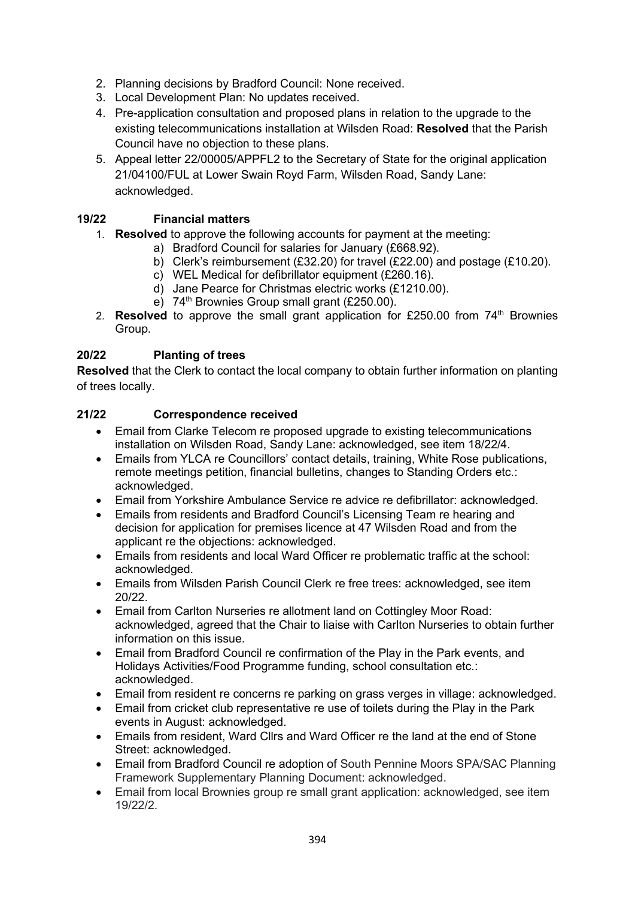2. Planning decisions by Bradford Council: None received.
3. Local Development Plan: No updates received.
4. Pre-application consultation and proposed plans in relation to the upgrade to the existing telecommunications installation at Wilsden Road: **Resolved** that the Parish Council have no objection to these plans.
5. Appeal letter 22/00005/APPFL2 to the Secretary of State for the original application 21/04100/FUL at Lower Swain Royd Farm, Wilsden Road, Sandy Lane: acknowledged.

**19/22 Financial matters**

1. **Resolved** to approve the following accounts for payment at the meeting:
   a) Bradford Council for salaries for January (£668.92).
   b) Clerk's reimbursement (£32.20) for travel (£22.00) and postage (£10.20).
   c) WEL Medical for defibrillator equipment (£260.16).
   d) Jane Pearce for Christmas electric works (£1210.00).
   e) 74th Brownies Group small grant (£250.00).
2. **Resolved** to approve the small grant application for £250.00 from 74th Brownies Group.

**20/22 Planting of trees**

**Resolved** that the Clerk to contact the local company to obtain further information on planting of trees locally.

**21/22 Correspondence received**

- Email from Clarke Telecom re proposed upgrade to existing telecommunications installation on Wilsden Road, Sandy Lane: acknowledged, see item 18/22/4.
- Emails from YLCA re Councillors' contact details, training, White Rose publications, remote meetings petition, financial bulletins, changes to Standing Orders etc.: acknowledged.
- Email from Yorkshire Ambulance Service re advice re defibrillator: acknowledged.
- Emails from residents and Bradford Council's Licensing Team re hearing and decision for application for premises licence at 47 Wilsden Road and from the applicant re the objections: acknowledged.
- Emails from residents and local Ward Officer re problematic traffic at the school: acknowledged.
- Emails from Wilsden Parish Council Clerk re free trees: acknowledged, see item 20/22.
- Email from Carlton Nurseries re allotment land on Cottingley Moor Road: acknowledged, agreed that the Chair to liaise with Carlton Nurseries to obtain further information on this issue.
- Email from Bradford Council re confirmation of the Play in the Park events, and Holidays Activities/Food Programme funding, school consultation etc.: acknowledged.
- Email from resident re concerns re parking on grass verges in village: acknowledged.
- Email from cricket club representative re use of toilets during the Play in the Park events in August: acknowledged.
- Emails from resident, Ward Cllrs and Ward Officer re the land at the end of Stone Street: acknowledged.
- Email from Bradford Council re adoption of South Pennine Moors SPA/SAC Planning Framework Supplementary Planning Document: acknowledged.
- Email from local Brownies group re small grant application: acknowledged, see item 19/22/2.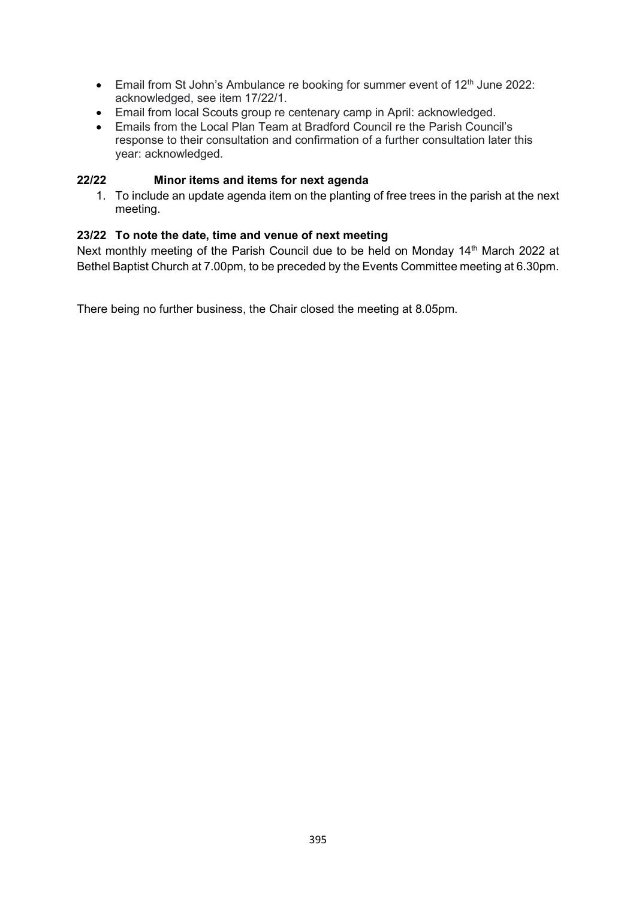- Email from St John's Ambulance re booking for summer event of 12th June 2022: acknowledged, see item 17/22/1.
- Email from local Scouts group re centenary camp in April: acknowledged.
- Emails from the Local Plan Team at Bradford Council re the Parish Council's response to their consultation and confirmation of a further consultation later this year: acknowledged.

**22/22 Minor items and items for next agenda**

1. To include an update agenda item on the planting of free trees in the parish at the next meeting.

**23/22 To note the date, time and venue of next meeting**

Next monthly meeting of the Parish Council due to be held on Monday 14th March 2022 at Bethel Baptist Church at 7.00pm, to be preceded by the Events Committee meeting at 6.30pm.

There being no further business, the Chair closed the meeting at 8.05pm.